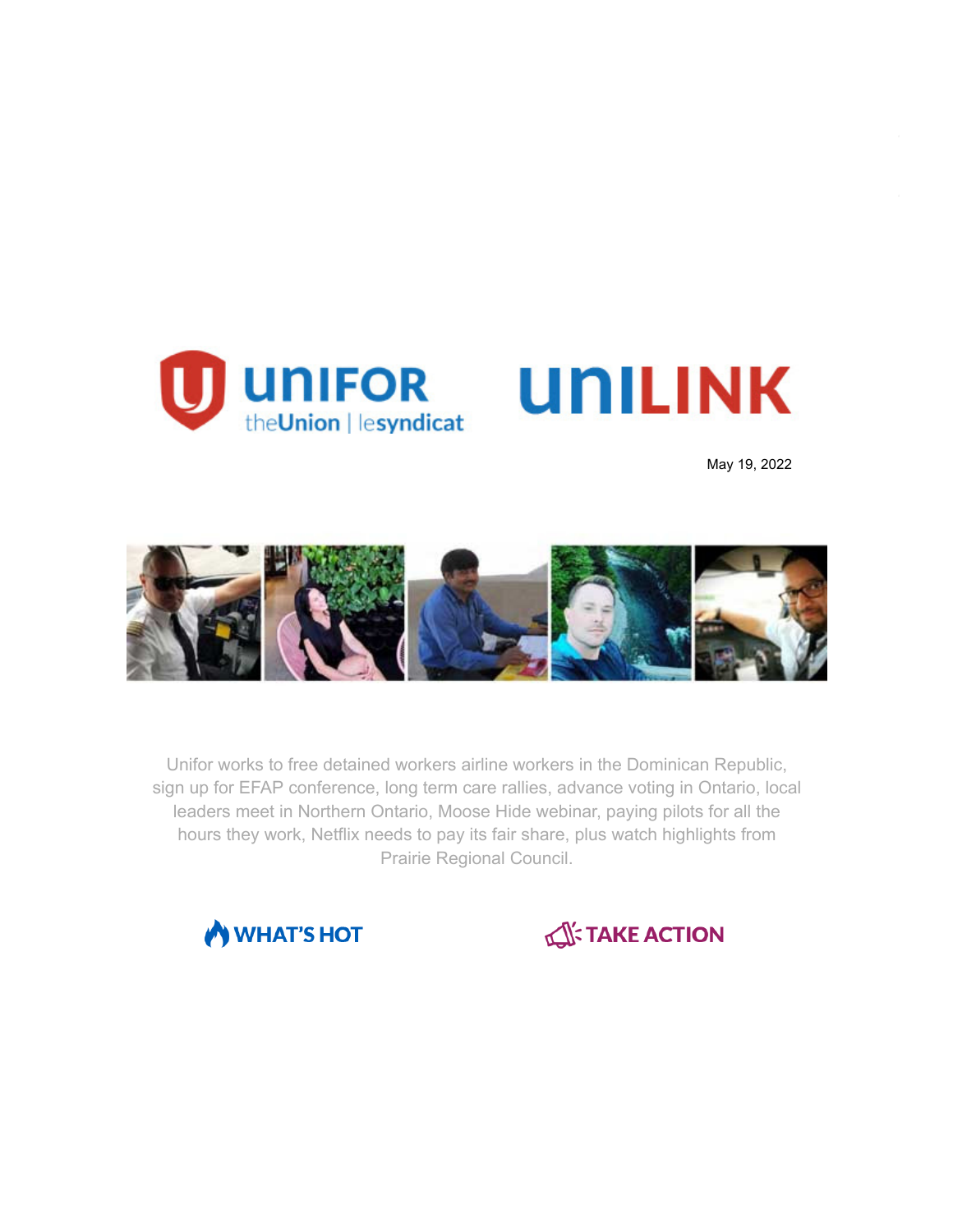UNIFOR theUnion | lesyndicat

UNILINK

May 19, 2022

Unifor works to free detained workers airline workers in the Dominican Republic, sign up for EFAP conference, long term care rallies, advance voting in Ontario, local leaders meet in Northern Ontario, Moose Hide webinar, paying pilots for all the hours they work, Netflix needs to pay its fair share, plus watch highlights from Prairie Regional Council.

WHAT'S HOT

TAKE ACTION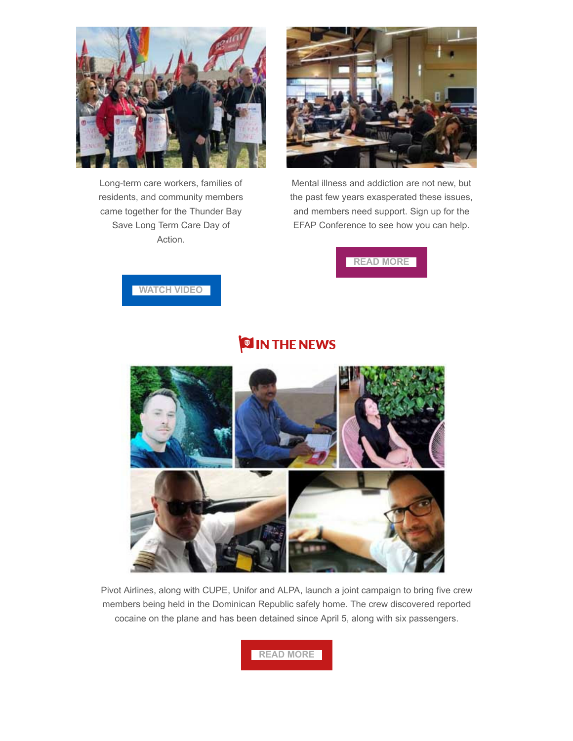Long-term care workers, families of residents, and community members came together for the Thunder Bay Save Long Term Care Day of Action.

WATCH VIDEO

Mental illness and addiction are not new, but the past few years exasperated these issues, and members need support. Sign up for the EFAP Conference to see how you can help.

READ MORE

## IN THE NEWS

Pivot Airlines, along with CUPE, Unifor and ALPA, launch a joint campaign to bring five crew members being held in the Dominican Republic safely home. The crew discovered reported cocaine on the plane and has been detained since April 5, along with six passengers.

READ MORE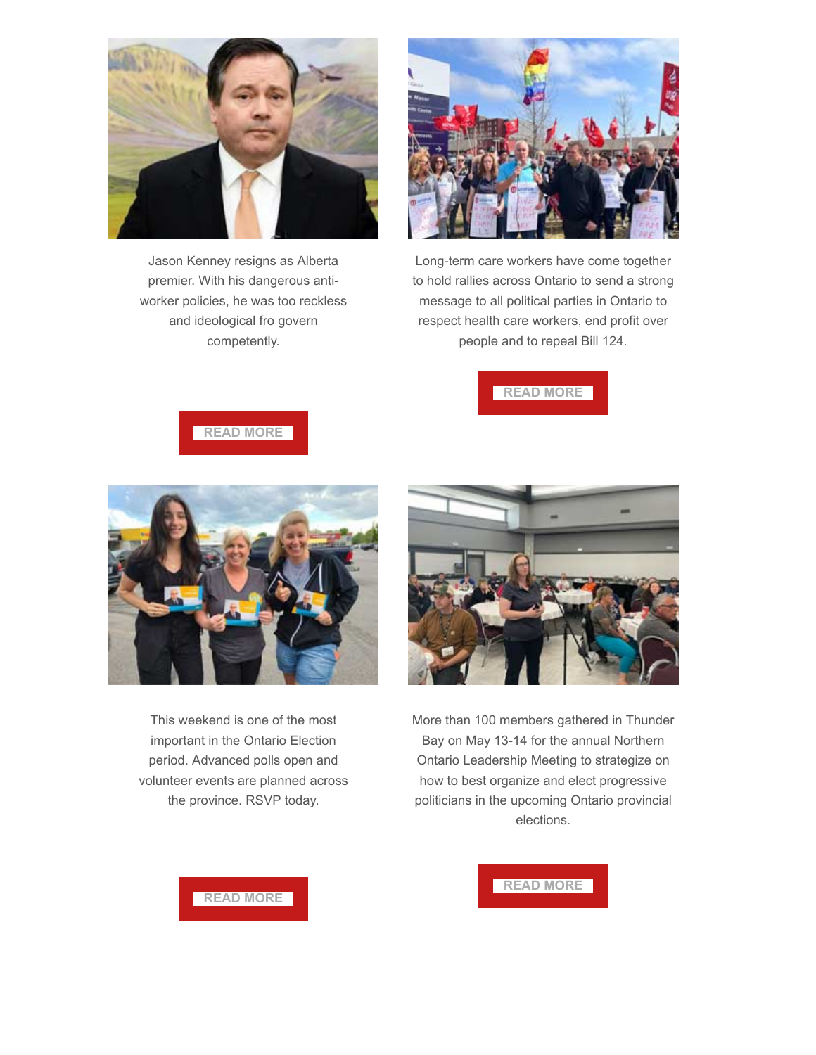Jason Kenney resigns as Alberta premier. With his dangerous anti-worker policies, he was too reckless and ideological fro govern competently.

READ MORE

Long-term care workers have come together to hold rallies across Ontario to send a strong message to all political parties in Ontario to respect health care workers, end profit over people and to repeal Bill 124.

READ MORE

This weekend is one of the most important in the Ontario Election period. Advanced polls open and volunteer events are planned across the province. RSVP today.

READ MORE

More than 100 members gathered in Thunder Bay on May 13-14 for the annual Northern Ontario Leadership Meeting to strategize on how to best organize and elect progressive politicians in the upcoming Ontario provincial elections.

READ MORE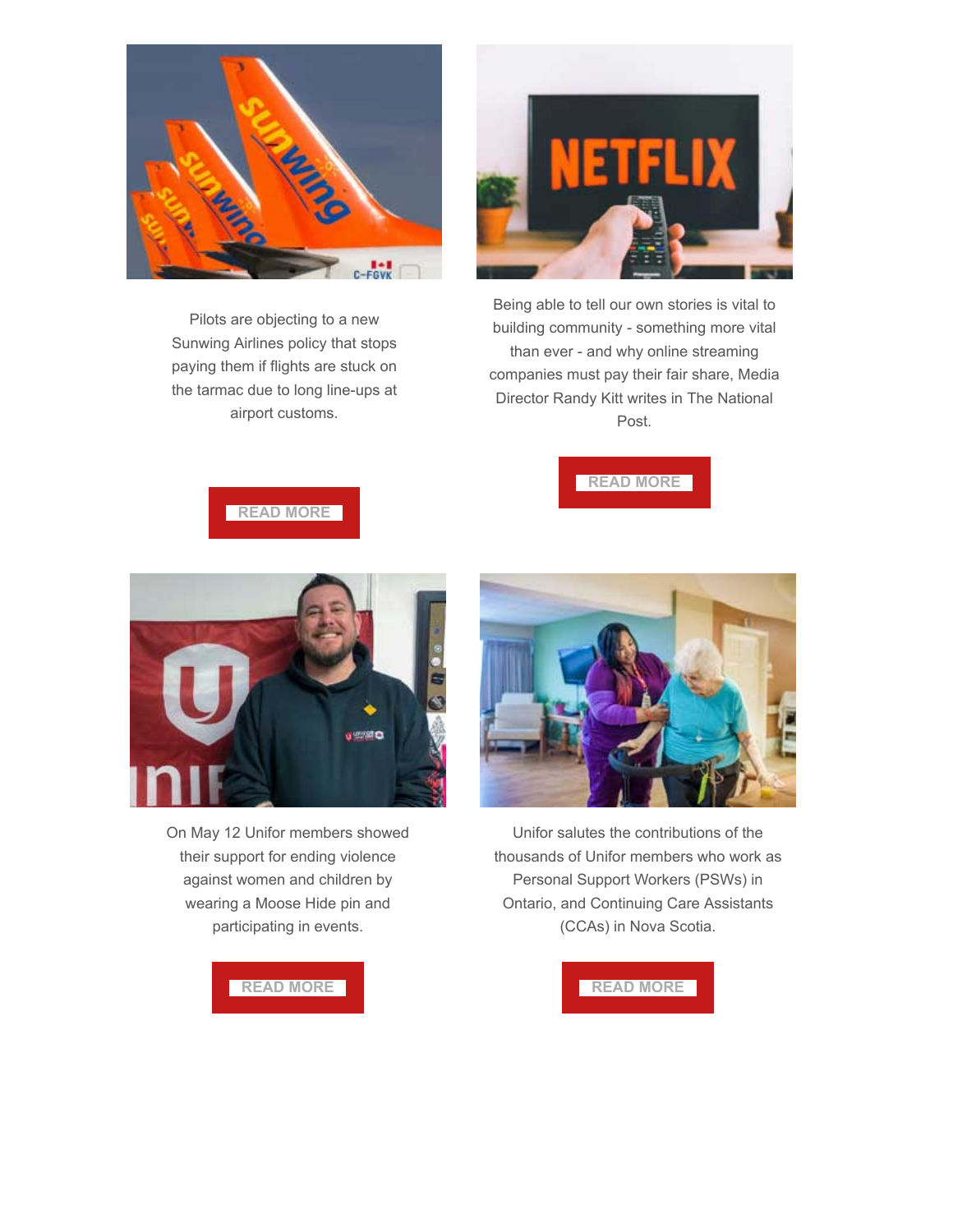Pilots are objecting to a new Sunwing Airlines policy that stops paying them if flights are stuck on the tarmac due to long line-ups at airport customs.

READ MORE

Being able to tell our own stories is vital to building community - something more vital than ever - and why online streaming companies must pay their fair share, Media Director Randy Kitt writes in The National Post.

READ MORE

On May 12 Unifor members showed their support for ending violence against women and children by wearing a Moose Hide pin and participating in events.

READ MORE

Unifor salutes the contributions of the thousands of Unifor members who work as Personal Support Workers (PSWs) in Ontario, and Continuing Care Assistants (CCAs) in Nova Scotia.

READ MORE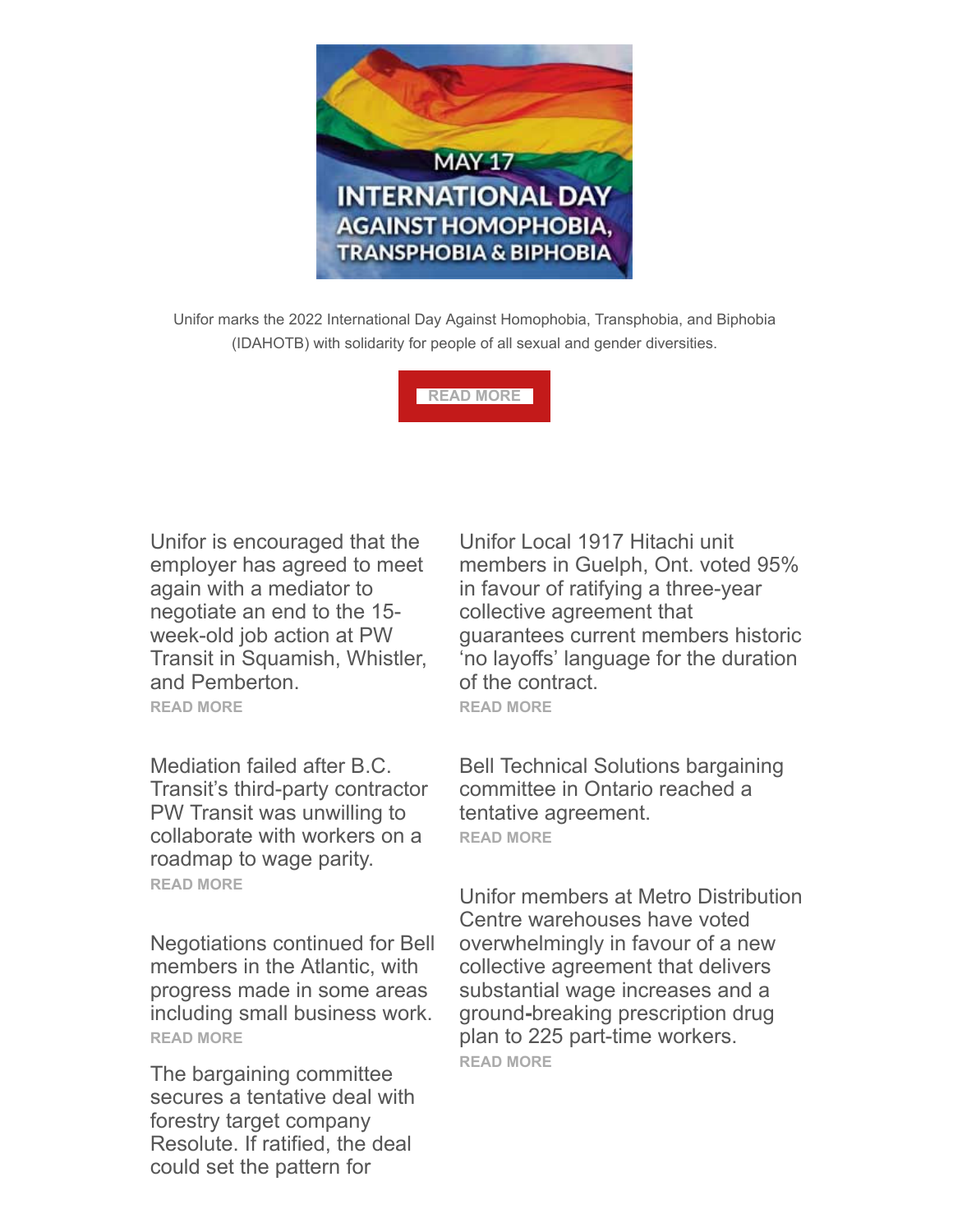MAY 17

INTERNATIONAL DAY AGAINST HOMOPHOBIA, TRANSPHOBIA & BIPHOBIA

Unifor marks the 2022 International Day Against Homophobia, Transphobia, and Biphobia (IDAHOTB) with solidarity for people of all sexual and gender diversities.

READ MORE

Unifor is encouraged that the employer has agreed to meet again with a mediator to negotiate an end to the 15-week-old job action at PW Transit in Squamish, Whistler, and Pemberton.

READ MORE

Mediation failed after B.C. Transit's third-party contractor PW Transit was unwilling to collaborate with workers on a roadmap to wage parity.

READ MORE

Negotiations continued for Bell members in the Atlantic, with progress made in some areas including small business work.

READ MORE

The bargaining committee secures a tentative deal with forestry target company Resolute. If ratified, the deal could set the pattern for

Unifor Local 1917 Hitachi unit members in Guelph, Ont. voted 95% in favour of ratifying a three-year collective agreement that guarantees current members historic 'no layoffs' language for the duration of the contract.

READ MORE

Bell Technical Solutions bargaining committee in Ontario reached a tentative agreement.

READ MORE

Unifor members at Metro Distribution Centre warehouses have voted overwhelmingly in favour of a new collective agreement that delivers substantial wage increases and a ground-breaking prescription drug plan to 225 part-time workers.

READ MORE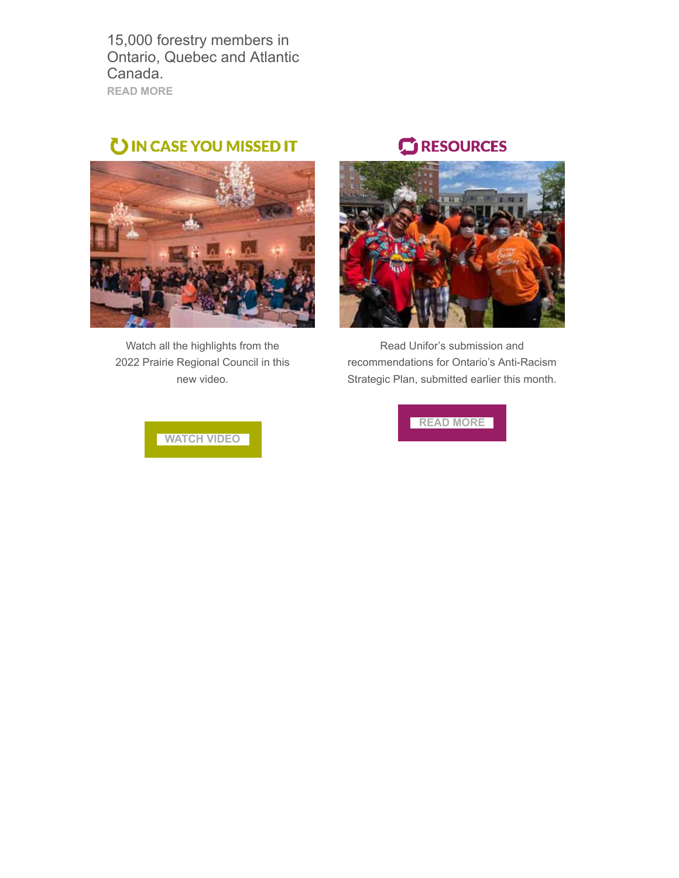15,000 forestry members in Ontario, Quebec and Atlantic Canada.

**READ MORE**

## IN CASE YOU MISSED IT

Watch all the highlights from the 2022 Prairie Regional Council in this new video.

**WATCH VIDEO**

## RESOURCES

Read Unifor's submission and recommendations for Ontario's Anti-Racism Strategic Plan, submitted earlier this month.

**READ MORE**